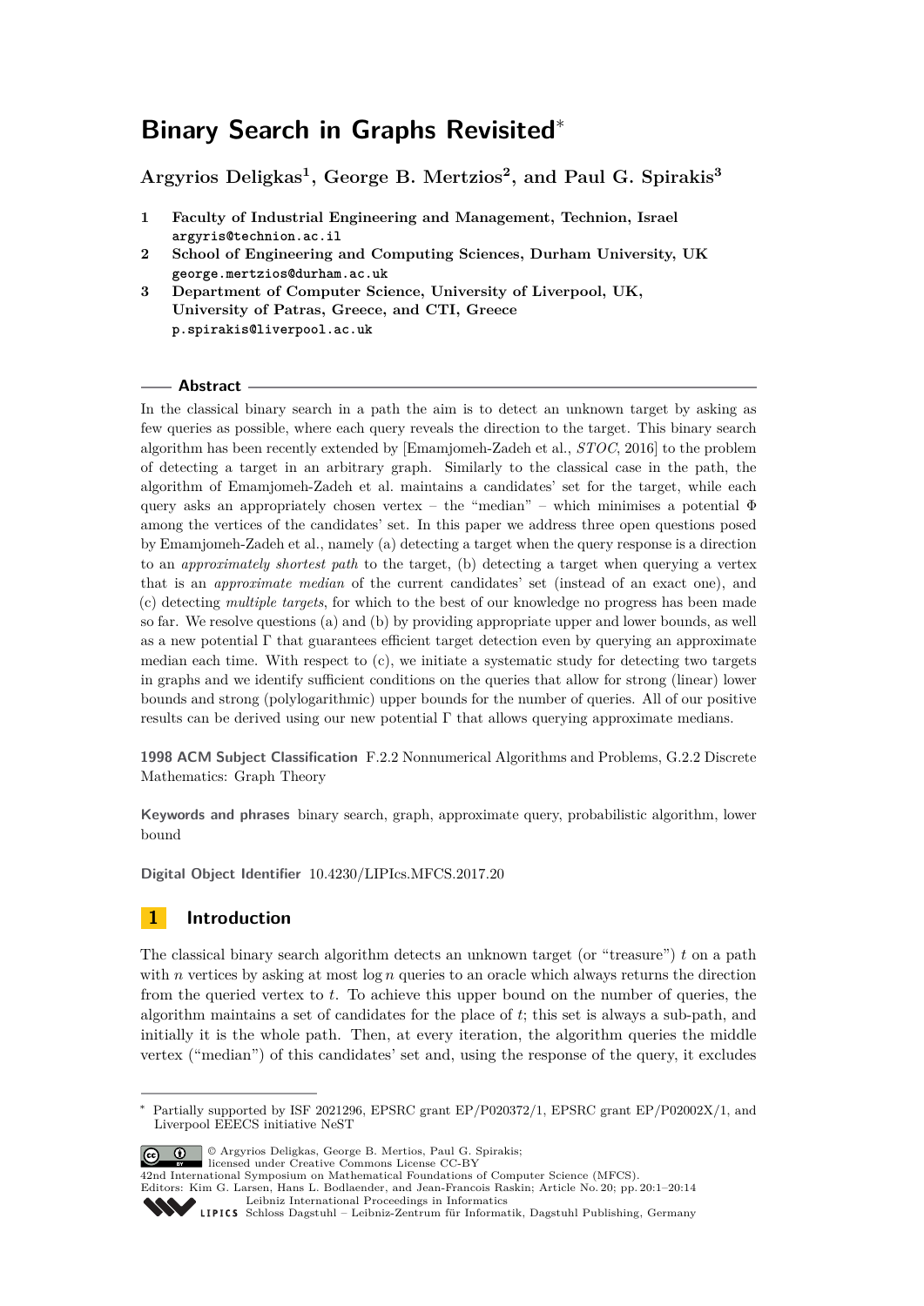# Binary Search in Graphs Revisited*

**Argyrios Deligkas[1], George B. Mertzios[2], and Paul G. Spirakis[3]**

1. **Faculty of Industrial Engineering and Management, Technion, Israel**
   argyris@technion.ac.il
2. **School of Engineering and Computing Sciences, Durham University, UK**
   george.mertzios@durham.ac.uk
3. **Department of Computer Science, University of Liverpool, UK, University of Patras, Greece, and CTI, Greece**
   p.spirakis@liverpool.ac.uk

## Abstract

In the classical binary search in a path the aim is to detect an unknown target by asking as few queries as possible, where each query reveals the direction to the target. This binary search algorithm has been recently extended by [Emamjomeh-Zadeh et al., *STOC*, 2016] to the problem of detecting a target in an arbitrary graph. Similarly to the classical case in the path, the algorithm of Emamjomeh-Zadeh et al. maintains a candidates' set for the target, while each query asks an appropriately chosen vertex – the "median" – which minimises a potential $\Phi$ among the vertices of the candidates' set. In this paper we address three open questions posed by Emamjomeh-Zadeh et al., namely (a) detecting a target when the query response is a direction to an *approximately shortest path* to the target, (b) detecting a target when querying a vertex that is an *approximate median* of the current candidates' set (instead of an exact one), and (c) detecting *multiple targets*, for which to the best of our knowledge no progress has been made so far. We resolve questions (a) and (b) by providing appropriate upper and lower bounds, as well as a new potential $\Gamma$ that guarantees efficient target detection even by querying an approximate median each time. With respect to (c), we initiate a systematic study for detecting two targets in graphs and we identify sufficient conditions on the queries that allow for strong (linear) lower bounds and strong (polylogarithmic) upper bounds for the number of queries. All of our positive results can be derived using our new potential $\Gamma$ that allows querying approximate medians.

**1998 ACM Subject Classification** F.2.2 Nonnumerical Algorithms and Problems, G.2.2 Discrete Mathematics: Graph Theory

**Keywords and phrases** binary search, graph, approximate query, probabilistic algorithm, lower bound

**Digital Object Identifier** 10.4230/LIPIcs.MFCS.2017.20

## 1 Introduction

The classical binary search algorithm detects an unknown target (or "treasure") $t$ on a path with $n$ vertices by asking at most $\log n$ queries to an oracle which always returns the direction from the queried vertex to $t$. To achieve this upper bound on the number of queries, the algorithm maintains a set of candidates for the place of $t$; this set is always a sub-path, and initially it is the whole path. Then, at every iteration, the algorithm queries the middle vertex ("median") of this candidates' set and, using the response of the query, it excludes

* Partially supported by ISF 2021296, EPSRC grant EP/P020372/1, EPSRC grant EP/P02002X/1, and Liverpool EEECS initiative NeST

© Argyrios Deligkas, George B. Mertios, Paul G. Spirakis; licensed under Creative Commons License CC-BY
42nd International Symposium on Mathematical Foundations of Computer Science (MFCS).
Editors: Kim G. Larsen, Hans L. Bodlaender, and Jean-Francois Raskin; Article No. 20; pp. 20:1–20:14
Leibniz International Proceedings in Informatics
Schloss Dagstuhl – Leibniz-Zentrum für Informatik, Dagstuhl Publishing, Germany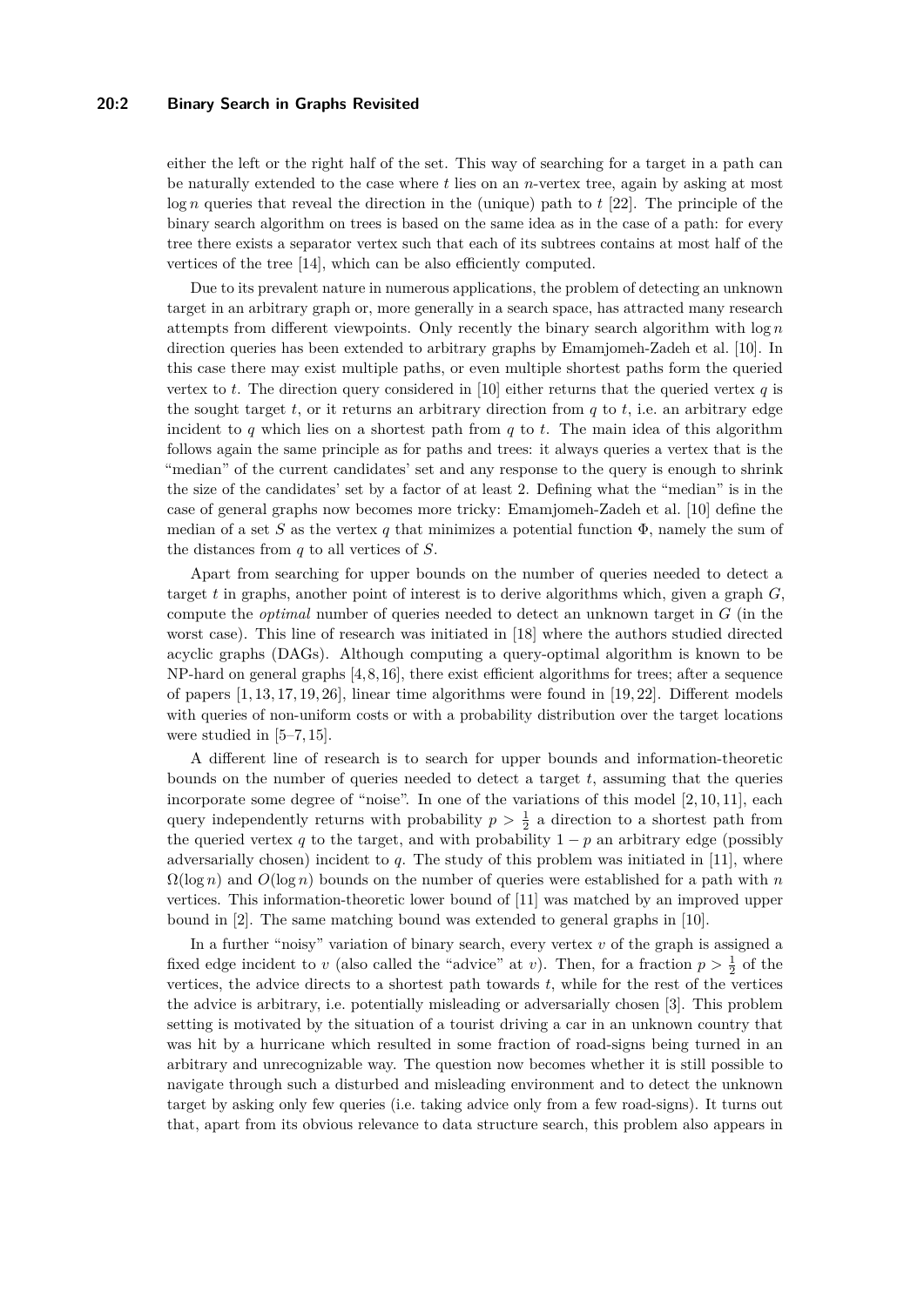either the left or the right half of the set. This way of searching for a target in a path can be naturally extended to the case where $t$ lies on an $n$-vertex tree, again by asking at most $\log n$ queries that reveal the direction in the (unique) path to $t$ [22]. The principle of the binary search algorithm on trees is based on the same idea as in the case of a path: for every tree there exists a separator vertex such that each of its subtrees contains at most half of the vertices of the tree [14], which can be also efficiently computed.

Due to its prevalent nature in numerous applications, the problem of detecting an unknown target in an arbitrary graph or, more generally in a search space, has attracted many research attempts from different viewpoints. Only recently the binary search algorithm with $\log n$ direction queries has been extended to arbitrary graphs by Emamjomeh-Zadeh et al. [10]. In this case there may exist multiple paths, or even multiple shortest paths form the queried vertex to $t$. The direction query considered in [10] either returns that the queried vertex $q$ is the sought target $t$, or it returns an arbitrary direction from $q$ to $t$, i.e. an arbitrary edge incident to $q$ which lies on a shortest path from $q$ to $t$. The main idea of this algorithm follows again the same principle as for paths and trees: it always queries a vertex that is the "median" of the current candidates' set and any response to the query is enough to shrink the size of the candidates' set by a factor of at least 2. Defining what the "median" is in the case of general graphs now becomes more tricky: Emamjomeh-Zadeh et al. [10] define the median of a set $S$ as the vertex $q$ that minimizes a potential function $\Phi$, namely the sum of the distances from $q$ to all vertices of $S$.

Apart from searching for upper bounds on the number of queries needed to detect a target $t$ in graphs, another point of interest is to derive algorithms which, given a graph $G$, compute the *optimal* number of queries needed to detect an unknown target in $G$ (in the worst case). This line of research was initiated in [18] where the authors studied directed acyclic graphs (DAGs). Although computing a query-optimal algorithm is known to be NP-hard on general graphs [4,8,16], there exist efficient algorithms for trees; after a sequence of papers [1,13,17,19,26], linear time algorithms were found in [19,22]. Different models with queries of non-uniform costs or with a probability distribution over the target locations were studied in [5–7,15].

A different line of research is to search for upper bounds and information-theoretic bounds on the number of queries needed to detect a target $t$, assuming that the queries incorporate some degree of "noise". In one of the variations of this model [2,10,11], each query independently returns with probability $p > \frac{1}{2}$ a direction to a shortest path from the queried vertex $q$ to the target, and with probability $1 - p$ an arbitrary edge (possibly adversarially chosen) incident to $q$. The study of this problem was initiated in [11], where $\Omega(\log n)$ and $O(\log n)$ bounds on the number of queries were established for a path with $n$ vertices. This information-theoretic lower bound of [11] was matched by an improved upper bound in [2]. The same matching bound was extended to general graphs in [10].

In a further "noisy" variation of binary search, every vertex $v$ of the graph is assigned a fixed edge incident to $v$ (also called the "advice" at $v$). Then, for a fraction $p > \frac{1}{2}$ of the vertices, the advice directs to a shortest path towards $t$, while for the rest of the vertices the advice is arbitrary, i.e. potentially misleading or adversarially chosen [3]. This problem setting is motivated by the situation of a tourist driving a car in an unknown country that was hit by a hurricane which resulted in some fraction of road-signs being turned in an arbitrary and unrecognizable way. The question now becomes whether it is still possible to navigate through such a disturbed and misleading environment and to detect the unknown target by asking only few queries (i.e. taking advice only from a few road-signs). It turns out that, apart from its obvious relevance to data structure search, this problem also appears in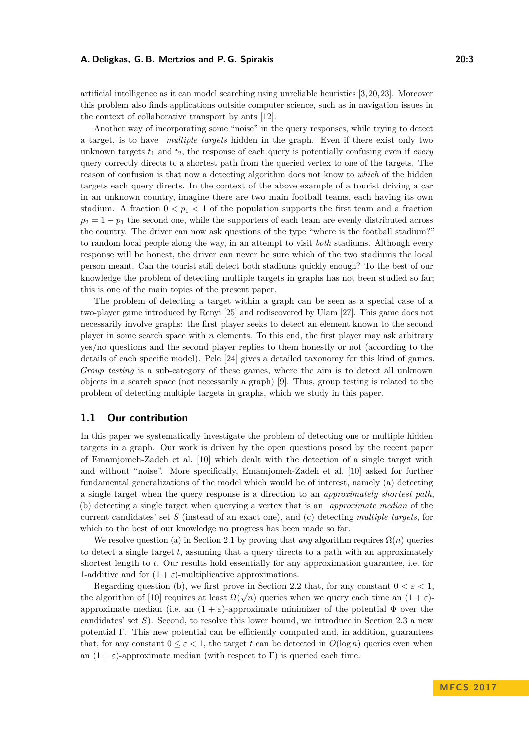artificial intelligence as it can model searching using unreliable heuristics [3, 20, 23]. Moreover this problem also finds applications outside computer science, such as in navigation issues in the context of collaborative transport by ants [12].

Another way of incorporating some "noise" in the query responses, while trying to detect a target, is to have *multiple targets* hidden in the graph. Even if there exist only two unknown targets $t_1$ and $t_2$, the response of each query is potentially confusing even if *every* query correctly directs to a shortest path from the queried vertex to one of the targets. The reason of confusion is that now a detecting algorithm does not know to *which* of the hidden targets each query directs. In the context of the above example of a tourist driving a car in an unknown country, imagine there are two main football teams, each having its own stadium. A fraction $0 < p_1 < 1$ of the population supports the first team and a fraction $p_2 = 1 - p_1$ the second one, while the supporters of each team are evenly distributed across the country. The driver can now ask questions of the type "where is the football stadium?" to random local people along the way, in an attempt to visit *both* stadiums. Although every response will be honest, the driver can never be sure which of the two stadiums the local person meant. Can the tourist still detect both stadiums quickly enough? To the best of our knowledge the problem of detecting multiple targets in graphs has not been studied so far; this is one of the main topics of the present paper.

The problem of detecting a target within a graph can be seen as a special case of a two-player game introduced by Renyi [25] and rediscovered by Ulam [27]. This game does not necessarily involve graphs: the first player seeks to detect an element known to the second player in some search space with $n$ elements. To this end, the first player may ask arbitrary yes/no questions and the second player replies to them honestly or not (according to the details of each specific model). Pelc [24] gives a detailed taxonomy for this kind of games. *Group testing* is a sub-category of these games, where the aim is to detect all unknown objects in a search space (not necessarily a graph) [9]. Thus, group testing is related to the problem of detecting multiple targets in graphs, which we study in this paper.

## 1.1 Our contribution

In this paper we systematically investigate the problem of detecting one or multiple hidden targets in a graph. Our work is driven by the open questions posed by the recent paper of Emamjomeh-Zadeh et al. [10] which dealt with the detection of a single target with and without "noise". More specifically, Emamjomeh-Zadeh et al. [10] asked for further fundamental generalizations of the model which would be of interest, namely (a) detecting a single target when the query response is a direction to an *approximately shortest path*, (b) detecting a single target when querying a vertex that is an *approximate median* of the current candidates' set $S$ (instead of an exact one), and (c) detecting *multiple targets*, for which to the best of our knowledge no progress has been made so far.

We resolve question (a) in Section 2.1 by proving that *any* algorithm requires $\Omega(n)$ queries to detect a single target $t$, assuming that a query directs to a path with an approximately shortest length to $t$. Our results hold essentially for any approximation guarantee, i.e. for 1-additive and for $(1 + \varepsilon)$-multiplicative approximations.

Regarding question (b), we first prove in Section 2.2 that, for any constant $0 < \varepsilon < 1$, the algorithm of [10] requires at least $\Omega(\sqrt{n})$ queries when we query each time an $(1 + \varepsilon)$-approximate median (i.e. an $(1 + \varepsilon)$-approximate minimizer of the potential $\Phi$ over the candidates' set $S$). Second, to resolve this lower bound, we introduce in Section 2.3 a new potential $\Gamma$. This new potential can be efficiently computed and, in addition, guarantees that, for any constant $0 \leq \varepsilon < 1$, the target $t$ can be detected in $O(\log n)$ queries even when an $(1 + \varepsilon)$-approximate median (with respect to $\Gamma$) is queried each time.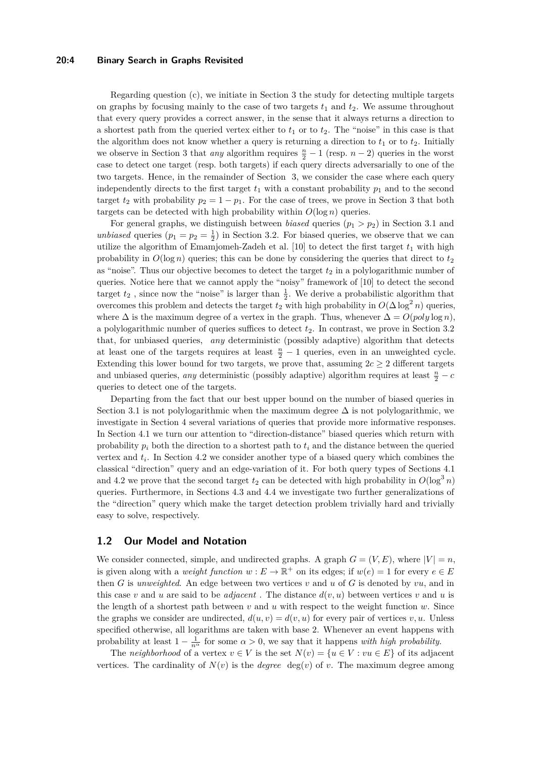Regarding question (c), we initiate in Section 3 the study for detecting multiple targets on graphs by focusing mainly to the case of two targets $t_1$ and $t_2$. We assume throughout that every query provides a correct answer, in the sense that it always returns a direction to a shortest path from the queried vertex either to $t_1$ or to $t_2$. The "noise" in this case is that the algorithm does not know whether a query is returning a direction to $t_1$ or to $t_2$. Initially we observe in Section 3 that *any* algorithm requires $\frac{n}{2} - 1$ (resp. $n - 2$) queries in the worst case to detect one target (resp. both targets) if each query directs adversarially to one of the two targets. Hence, in the remainder of Section 3, we consider the case where each query independently directs to the first target $t_1$ with a constant probability $p_1$ and to the second target $t_2$ with probability $p_2 = 1 - p_1$. For the case of trees, we prove in Section 3 that both targets can be detected with high probability within $O(\log n)$ queries.

For general graphs, we distinguish between *biased* queries ($p_1 > p_2$) in Section 3.1 and *unbiased* queries ($p_1 = p_2 = \frac{1}{2}$) in Section 3.2. For biased queries, we observe that we can utilize the algorithm of Emamjomeh-Zadeh et al. [10] to detect the first target $t_1$ with high probability in $O(\log n)$ queries; this can be done by considering the queries that direct to $t_2$ as "noise". Thus our objective becomes to detect the target $t_2$ in a polylogarithmic number of queries. Notice here that we cannot apply the "noisy" framework of [10] to detect the second target $t_2$ , since now the "noise" is larger than $\frac{1}{2}$. We derive a probabilistic algorithm that overcomes this problem and detects the target $t_2$ with high probability in $O(\Delta \log^2 n)$ queries, where $\Delta$ is the maximum degree of a vertex in the graph. Thus, whenever $\Delta = O(poly \log n)$, a polylogarithmic number of queries suffices to detect $t_2$. In contrast, we prove in Section 3.2 that, for unbiased queries, *any* deterministic (possibly adaptive) algorithm that detects at least one of the targets requires at least $\frac{n}{2} - 1$ queries, even in an unweighted cycle. Extending this lower bound for two targets, we prove that, assuming $2c \geq 2$ different targets and unbiased queries, *any* deterministic (possibly adaptive) algorithm requires at least $\frac{n}{2} - c$ queries to detect one of the targets.

Departing from the fact that our best upper bound on the number of biased queries in Section 3.1 is not polylogarithmic when the maximum degree $\Delta$ is not polylogarithmic, we investigate in Section 4 several variations of queries that provide more informative responses. In Section 4.1 we turn our attention to "direction-distance" biased queries which return with probability $p_i$ both the direction to a shortest path to $t_i$ and the distance between the queried vertex and $t_i$. In Section 4.2 we consider another type of a biased query which combines the classical "direction" query and an edge-variation of it. For both query types of Sections 4.1 and 4.2 we prove that the second target $t_2$ can be detected with high probability in $O(\log^3 n)$ queries. Furthermore, in Sections 4.3 and 4.4 we investigate two further generalizations of the "direction" query which make the target detection problem trivially hard and trivially easy to solve, respectively.

## 1.2 Our Model and Notation

We consider connected, simple, and undirected graphs. A graph $G = (V, E)$, where $|V| = n$, is given along with a *weight function* $w : E \to \mathbb{R}^+$ on its edges; if $w(e) = 1$ for every $e \in E$ then $G$ is *unweighted*. An edge between two vertices $v$ and $u$ of $G$ is denoted by $vu$, and in this case $v$ and $u$ are said to be *adjacent* . The distance $d(v, u)$ between vertices $v$ and $u$ is the length of a shortest path between $v$ and $u$ with respect to the weight function $w$. Since the graphs we consider are undirected, $d(u, v) = d(v, u)$ for every pair of vertices $v, u$. Unless specified otherwise, all logarithms are taken with base 2. Whenever an event happens with probability at least $1 - \frac{1}{n^\alpha}$ for some $\alpha > 0$, we say that it happens *with high probability*.

The *neighborhood* of a vertex $v \in V$ is the set $N(v) = \{u \in V : vu \in E\}$ of its adjacent vertices. The cardinality of $N(v)$ is the *degree* $\deg(v)$ of $v$. The maximum degree among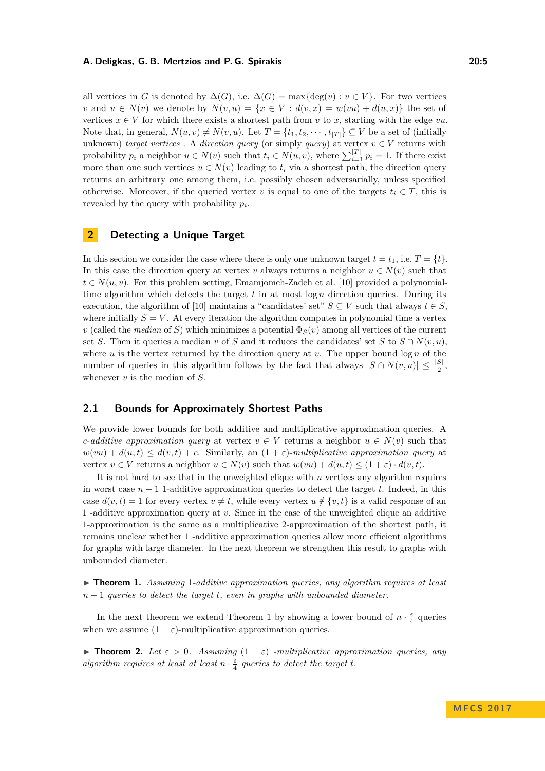all vertices in $G$ is denoted by $\Delta(G)$, i.e. $\Delta(G) = \max\{\deg(v) : v \in V\}$. For two vertices $v$ and $u \in N(v)$ we denote by $N(v,u) = \{x \in V : d(v,x) = w(vu) + d(u,x)\}$ the set of vertices $x \in V$ for which there exists a shortest path from $v$ to $x$, starting with the edge $vu$. Note that, in general, $N(u,v) \neq N(v,u)$. Let $T = \{t_1, t_2, \cdots, t_{|T|}\} \subseteq V$ be a set of (initially unknown) *target vertices* . A *direction query* (or simply *query*) at vertex $v \in V$ returns with probability $p_i$ a neighbor $u \in N(v)$ such that $t_i \in N(u,v)$, where $\sum_{i=1}^{|T|} p_i = 1$. If there exist more than one such vertices $u \in N(v)$ leading to $t_i$ via a shortest path, the direction query returns an arbitrary one among them, i.e. possibly chosen adversarially, unless specified otherwise. Moreover, if the queried vertex $v$ is equal to one of the targets $t_i \in T$, this is revealed by the query with probability $p_i$.

## 2 Detecting a Unique Target

In this section we consider the case where there is only one unknown target $t = t_1$, i.e. $T = \{t\}$. In this case the direction query at vertex $v$ always returns a neighbor $u \in N(v)$ such that $t \in N(u,v)$. For this problem setting, Emamjomeh-Zadeh et al. [10] provided a polynomial-time algorithm which detects the target $t$ in at most $\log n$ direction queries. During its execution, the algorithm of [10] maintains a "candidates' set" $S \subseteq V$ such that always $t \in S$, where initially $S = V$. At every iteration the algorithm computes in polynomial time a vertex $v$ (called the *median* of $S$) which minimizes a potential $\Phi_S(v)$ among all vertices of the current set $S$. Then it queries a median $v$ of $S$ and it reduces the candidates' set $S$ to $S \cap N(v,u)$, where $u$ is the vertex returned by the direction query at $v$. The upper bound $\log n$ of the number of queries in this algorithm follows by the fact that always $|S \cap N(v,u)| \leq \frac{|S|}{2}$, whenever $v$ is the median of $S$.

### 2.1 Bounds for Approximately Shortest Paths

We provide lower bounds for both additive and multiplicative approximation queries. A *c-additive approximation query* at vertex $v \in V$ returns a neighbor $u \in N(v)$ such that $w(vu) + d(u,t) \leq d(v,t) + c$. Similarly, an $(1+\varepsilon)$*-multiplicative approximation query* at vertex $v \in V$ returns a neighbor $u \in N(v)$ such that $w(vu) + d(u,t) \leq (1+\varepsilon) \cdot d(v,t)$.

It is not hard to see that in the unweighted clique with $n$ vertices any algorithm requires in worst case $n-1$ 1-additive approximation queries to detect the target $t$. Indeed, in this case $d(v,t) = 1$ for every vertex $v \neq t$, while every vertex $u \notin \{v,t\}$ is a valid response of an 1 -additive approximation query at $v$. Since in the case of the unweighted clique an additive 1-approximation is the same as a multiplicative 2-approximation of the shortest path, it remains unclear whether 1 -additive approximation queries allow more efficient algorithms for graphs with large diameter. In the next theorem we strengthen this result to graphs with unbounded diameter.

▶ **Theorem 1.** *Assuming* 1*-additive approximation queries, any algorithm requires at least* $n-1$ *queries to detect the target* $t$*, even in graphs with unbounded diameter.*

In the next theorem we extend Theorem 1 by showing a lower bound of $n \cdot \frac{\varepsilon}{4}$ queries when we assume $(1+\varepsilon)$-multiplicative approximation queries.

▶ **Theorem 2.** *Let* $\varepsilon > 0$*. Assuming* $(1+\varepsilon)$ *-multiplicative approximation queries, any algorithm requires at least at least* $n \cdot \frac{\varepsilon}{4}$ *queries to detect the target* $t$*.*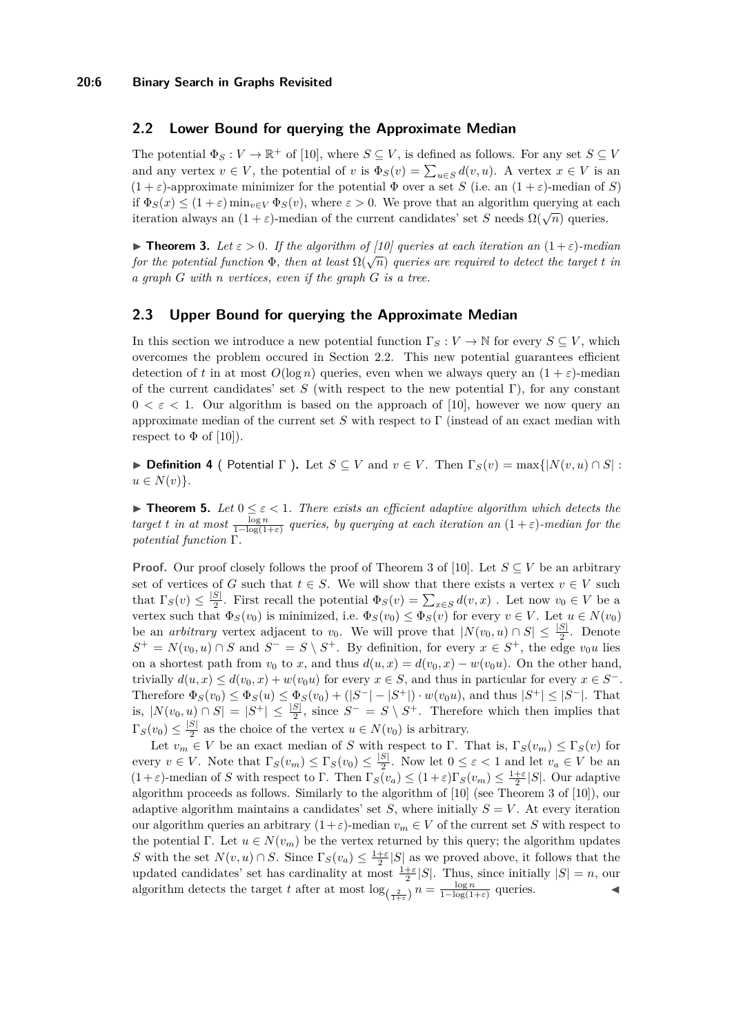## 2.2 Lower Bound for querying the Approximate Median

The potential $\Phi_S : V \to \mathbb{R}^+$ of [10], where $S \subseteq V$, is defined as follows. For any set $S \subseteq V$ and any vertex $v \in V$, the potential of $v$ is $\Phi_S(v) = \sum_{u \in S} d(v,u)$. A vertex $x \in V$ is an $(1+\varepsilon)$-approximate minimizer for the potential $\Phi$ over a set $S$ (i.e. an $(1+\varepsilon)$-median of $S$) if $\Phi_S(x) \leq (1+\varepsilon)\min_{v \in V} \Phi_S(v)$, where $\varepsilon > 0$. We prove that an algorithm querying at each iteration always an $(1+\varepsilon)$-median of the current candidates' set $S$ needs $\Omega(\sqrt{n})$ queries.

▶ **Theorem 3.** *Let $\varepsilon > 0$. If the algorithm of [10] queries at each iteration an $(1+\varepsilon)$-median for the potential function $\Phi$, then at least $\Omega(\sqrt{n})$ queries are required to detect the target $t$ in a graph $G$ with $n$ vertices, even if the graph $G$ is a tree.*

## 2.3 Upper Bound for querying the Approximate Median

In this section we introduce a new potential function $\Gamma_S : V \to \mathbb{N}$ for every $S \subseteq V$, which overcomes the problem occured in Section 2.2. This new potential guarantees efficient detection of $t$ in at most $O(\log n)$ queries, even when we always query an $(1+\varepsilon)$-median of the current candidates' set $S$ (with respect to the new potential $\Gamma$), for any constant $0 < \varepsilon < 1$. Our algorithm is based on the approach of [10], however we now query an approximate median of the current set $S$ with respect to $\Gamma$ (instead of an exact median with respect to $\Phi$ of [10]).

▶ **Definition 4** ( Potential $\Gamma$ ). Let $S \subseteq V$ and $v \in V$. Then $\Gamma_S(v) = \max\{|N(v,u) \cap S| : u \in N(v)\}$.

▶ **Theorem 5.** *Let $0 \leq \varepsilon < 1$. There exists an efficient adaptive algorithm which detects the target $t$ in at most $\frac{\log n}{1-\log(1+\varepsilon)}$ queries, by querying at each iteration an $(1+\varepsilon)$-median for the potential function $\Gamma$.*

**Proof.** Our proof closely follows the proof of Theorem 3 of [10]. Let $S \subseteq V$ be an arbitrary set of vertices of $G$ such that $t \in S$. We will show that there exists a vertex $v \in V$ such that $\Gamma_S(v) \leq \frac{|S|}{2}$. First recall the potential $\Phi_S(v) = \sum_{x \in S} d(v,x)$ . Let now $v_0 \in V$ be a vertex such that $\Phi_S(v_0)$ is minimized, i.e. $\Phi_S(v_0) \leq \Phi_S(v)$ for every $v \in V$. Let $u \in N(v_0)$ be an *arbitrary* vertex adjacent to $v_0$. We will prove that $|N(v_0,u) \cap S| \leq \frac{|S|}{2}$. Denote $S^+ = N(v_0,u) \cap S$ and $S^- = S \setminus S^+$. By definition, for every $x \in S^+$, the edge $v_0u$ lies on a shortest path from $v_0$ to $x$, and thus $d(u,x) = d(v_0,x) - w(v_0u)$. On the other hand, trivially $d(u,x) \leq d(v_0,x) + w(v_0u)$ for every $x \in S$, and thus in particular for every $x \in S^-$. Therefore $\Phi_S(v_0) \leq \Phi_S(u) \leq \Phi_S(v_0) + (|S^-| - |S^+|) \cdot w(v_0u)$, and thus $|S^+| \leq |S^-|$. That is, $|N(v_0,u) \cap S| = |S^+| \leq \frac{|S|}{2}$, since $S^- = S \setminus S^+$. Therefore which then implies that $\Gamma_S(v_0) \leq \frac{|S|}{2}$ as the choice of the vertex $u \in N(v_0)$ is arbitrary.

Let $v_m \in V$ be an exact median of $S$ with respect to $\Gamma$. That is, $\Gamma_S(v_m) \leq \Gamma_S(v)$ for every $v \in V$. Note that $\Gamma_S(v_m) \leq \Gamma_S(v_0) \leq \frac{|S|}{2}$. Now let $0 \leq \varepsilon < 1$ and let $v_a \in V$ be an $(1+\varepsilon)$-median of $S$ with respect to $\Gamma$. Then $\Gamma_S(v_a) \leq (1+\varepsilon)\Gamma_S(v_m) \leq \frac{1+\varepsilon}{2}|S|$. Our adaptive algorithm proceeds as follows. Similarly to the algorithm of [10] (see Theorem 3 of [10]), our adaptive algorithm maintains a candidates' set $S$, where initially $S = V$. At every iteration our algorithm queries an arbitrary $(1+\varepsilon)$-median $v_m \in V$ of the current set $S$ with respect to the potential $\Gamma$. Let $u \in N(v_m)$ be the vertex returned by this query; the algorithm updates $S$ with the set $N(v,u) \cap S$. Since $\Gamma_S(v_a) \leq \frac{1+\varepsilon}{2}|S|$ as we proved above, it follows that the updated candidates' set has cardinality at most $\frac{1+\varepsilon}{2}|S|$. Thus, since initially $|S| = n$, our algorithm detects the target $t$ after at most $\log_{\left(\frac{2}{1+\varepsilon}\right)} n = \frac{\log n}{1-\log(1+\varepsilon)}$ queries. ◀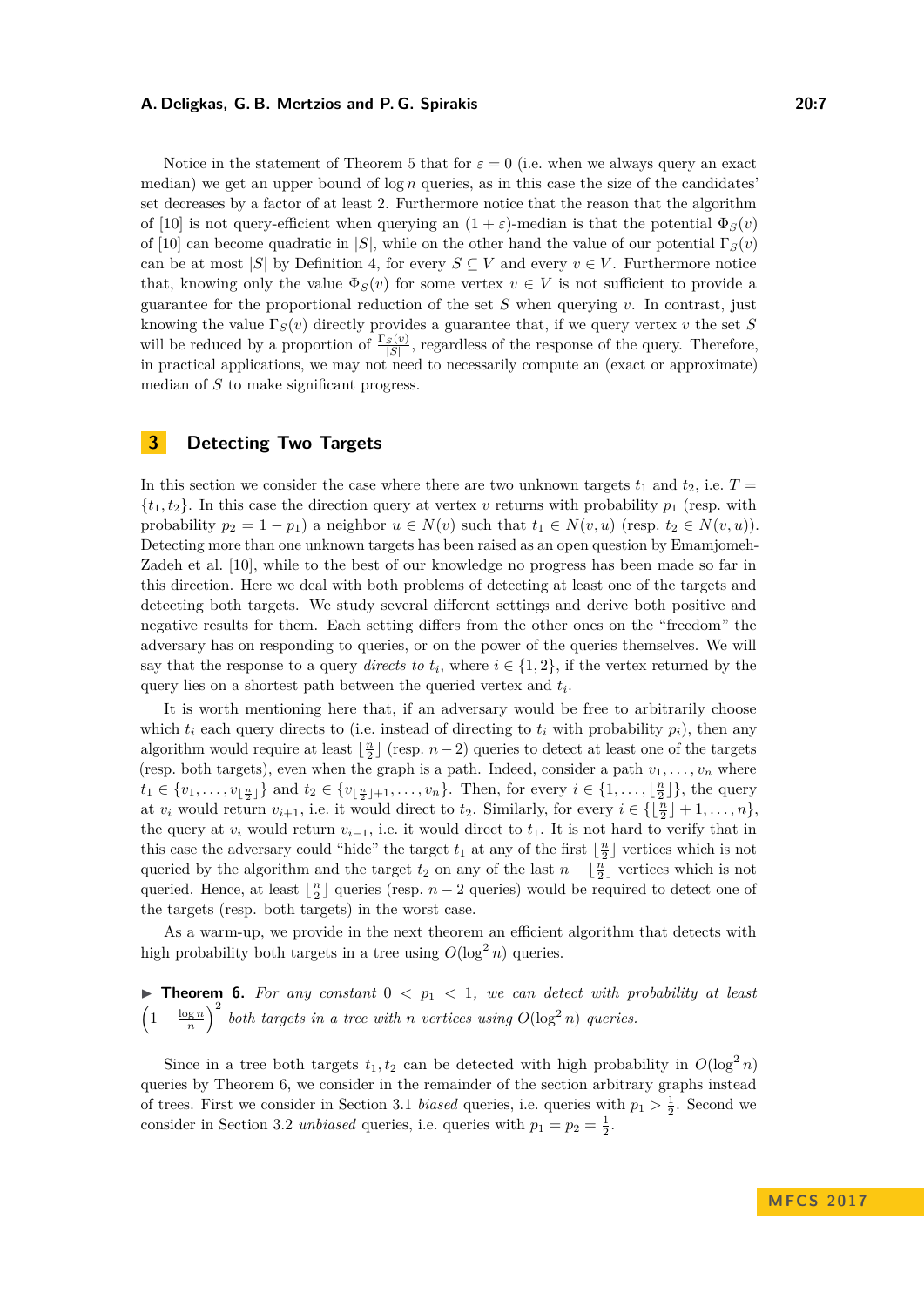Notice in the statement of Theorem 5 that for $\varepsilon = 0$ (i.e. when we always query an exact median) we get an upper bound of $\log n$ queries, as in this case the size of the candidates' set decreases by a factor of at least 2. Furthermore notice that the reason that the algorithm of [10] is not query-efficient when querying an $(1+\varepsilon)$-median is that the potential $\Phi_S(v)$ of [10] can become quadratic in $|S|$, while on the other hand the value of our potential $\Gamma_S(v)$ can be at most $|S|$ by Definition 4, for every $S \subseteq V$ and every $v \in V$. Furthermore notice that, knowing only the value $\Phi_S(v)$ for some vertex $v \in V$ is not sufficient to provide a guarantee for the proportional reduction of the set $S$ when querying $v$. In contrast, just knowing the value $\Gamma_S(v)$ directly provides a guarantee that, if we query vertex $v$ the set $S$ will be reduced by a proportion of $\frac{\Gamma_S(v)}{|S|}$, regardless of the response of the query. Therefore, in practical applications, we may not need to necessarily compute an (exact or approximate) median of $S$ to make significant progress.

## 3 Detecting Two Targets

In this section we consider the case where there are two unknown targets $t_1$ and $t_2$, i.e. $T = \{t_1, t_2\}$. In this case the direction query at vertex $v$ returns with probability $p_1$ (resp. with probability $p_2 = 1 - p_1$) a neighbor $u \in N(v)$ such that $t_1 \in N(v, u)$ (resp. $t_2 \in N(v, u)$). Detecting more than one unknown targets has been raised as an open question by Emamjomeh-Zadeh et al. [10], while to the best of our knowledge no progress has been made so far in this direction. Here we deal with both problems of detecting at least one of the targets and detecting both targets. We study several different settings and derive both positive and negative results for them. Each setting differs from the other ones on the "freedom" the adversary has on responding to queries, or on the power of the queries themselves. We will say that the response to a query *directs to* $t_i$, where $i \in \{1, 2\}$, if the vertex returned by the query lies on a shortest path between the queried vertex and $t_i$.

It is worth mentioning here that, if an adversary would be free to arbitrarily choose which $t_i$ each query directs to (i.e. instead of directing to $t_i$ with probability $p_i$), then any algorithm would require at least $\lfloor \frac{n}{2} \rfloor$ (resp. $n-2$) queries to detect at least one of the targets (resp. both targets), even when the graph is a path. Indeed, consider a path $v_1, \ldots, v_n$ where $t_1 \in \{v_1, \ldots, v_{\lfloor \frac{n}{2} \rfloor}\}$ and $t_2 \in \{v_{\lfloor \frac{n}{2} \rfloor + 1}, \ldots, v_n\}$. Then, for every $i \in \{1, \ldots, \lfloor \frac{n}{2} \rfloor\}$, the query at $v_i$ would return $v_{i+1}$, i.e. it would direct to $t_2$. Similarly, for every $i \in \{\lfloor \frac{n}{2} \rfloor + 1, \ldots, n\}$, the query at $v_i$ would return $v_{i-1}$, i.e. it would direct to $t_1$. It is not hard to verify that in this case the adversary could "hide" the target $t_1$ at any of the first $\lfloor \frac{n}{2} \rfloor$ vertices which is not queried by the algorithm and the target $t_2$ on any of the last $n - \lfloor \frac{n}{2} \rfloor$ vertices which is not queried. Hence, at least $\lfloor \frac{n}{2} \rfloor$ queries (resp. $n-2$ queries) would be required to detect one of the targets (resp. both targets) in the worst case.

As a warm-up, we provide in the next theorem an efficient algorithm that detects with high probability both targets in a tree using $O(\log^2 n)$ queries.

▶ **Theorem 6.** *For any constant $0 < p_1 < 1$, we can detect with probability at least $\left(1 - \frac{\log n}{n}\right)^2$ both targets in a tree with $n$ vertices using $O(\log^2 n)$ queries.*

Since in a tree both targets $t_1, t_2$ can be detected with high probability in $O(\log^2 n)$ queries by Theorem 6, we consider in the remainder of the section arbitrary graphs instead of trees. First we consider in Section 3.1 *biased* queries, i.e. queries with $p_1 > \frac{1}{2}$. Second we consider in Section 3.2 *unbiased* queries, i.e. queries with $p_1 = p_2 = \frac{1}{2}$.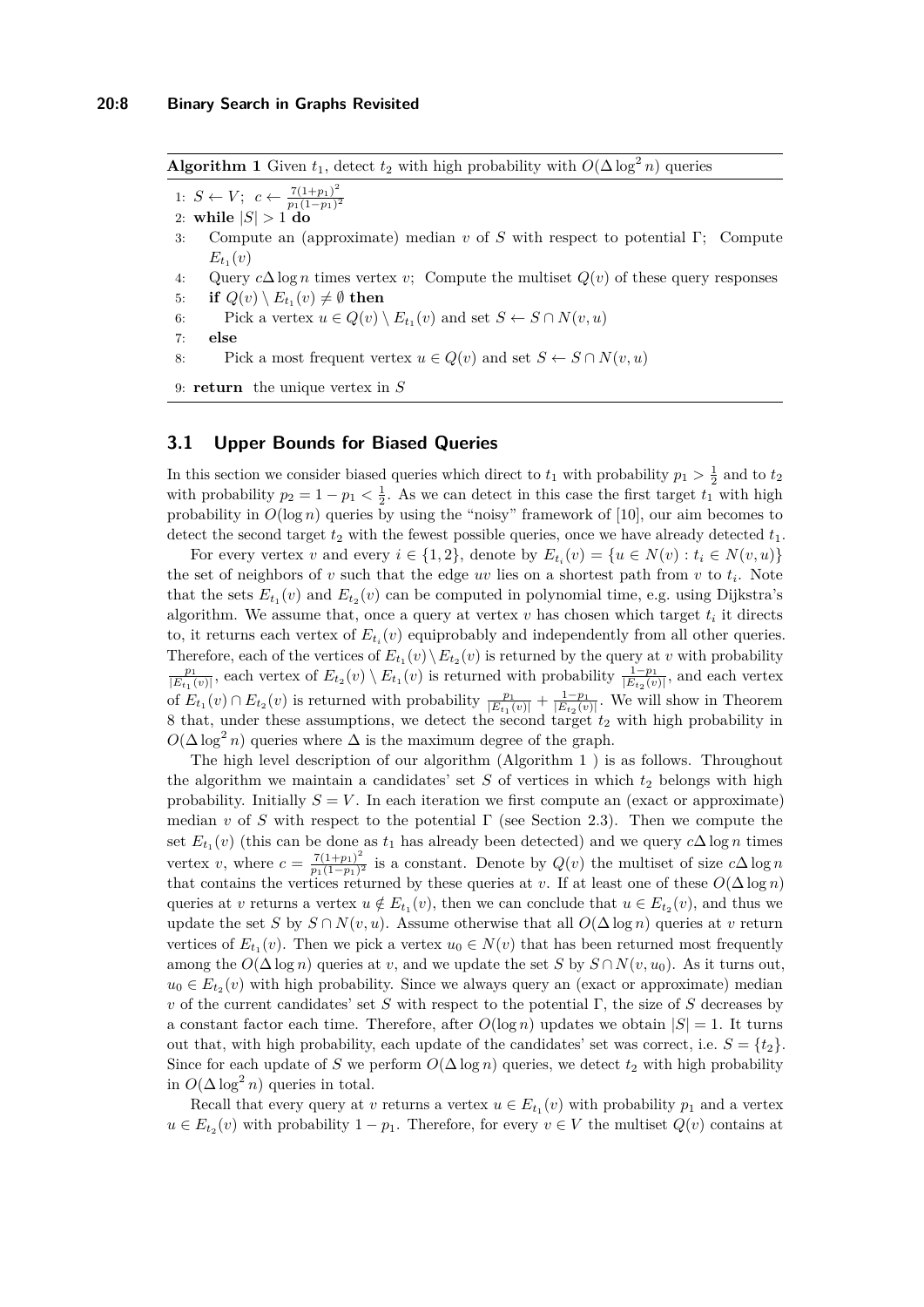**Algorithm 1** Given $t_1$, detect $t_2$ with high probability with $O(\Delta \log^2 n)$ queries

```
1: S ← V;  c ← 7(1+p1)^2 / (p1(1−p1)^2)
2: while |S| > 1 do
3:    Compute an (approximate) median v of S with respect to potential Γ;  Compute E_{t1}(v)
4:    Query cΔ log n times vertex v;  Compute the multiset Q(v) of these query responses
5:    if Q(v) \ E_{t1}(v) ≠ ∅ then
6:       Pick a vertex u ∈ Q(v) \ E_{t1}(v) and set S ← S ∩ N(v, u)
7:    else
8:       Pick a most frequent vertex u ∈ Q(v) and set S ← S ∩ N(v, u)
9: return the unique vertex in S
```

## 3.1 Upper Bounds for Biased Queries

In this section we consider biased queries which direct to $t_1$ with probability $p_1 > \frac{1}{2}$ and to $t_2$ with probability $p_2 = 1 - p_1 < \frac{1}{2}$. As we can detect in this case the first target $t_1$ with high probability in $O(\log n)$ queries by using the "noisy" framework of [10], our aim becomes to detect the second target $t_2$ with the fewest possible queries, once we have already detected $t_1$.

For every vertex $v$ and every $i \in \{1, 2\}$, denote by $E_{t_i}(v) = \{u \in N(v) : t_i \in N(v, u)\}$ the set of neighbors of $v$ such that the edge $uv$ lies on a shortest path from $v$ to $t_i$. Note that the sets $E_{t_1}(v)$ and $E_{t_2}(v)$ can be computed in polynomial time, e.g. using Dijkstra's algorithm. We assume that, once a query at vertex $v$ has chosen which target $t_i$ it directs to, it returns each vertex of $E_{t_i}(v)$ equiprobably and independently from all other queries. Therefore, each of the vertices of $E_{t_1}(v) \setminus E_{t_2}(v)$ is returned by the query at $v$ with probability $\frac{p_1}{|E_{t_1}(v)|}$, each vertex of $E_{t_2}(v) \setminus E_{t_1}(v)$ is returned with probability $\frac{1-p_1}{|E_{t_2}(v)|}$, and each vertex of $E_{t_1}(v) \cap E_{t_2}(v)$ is returned with probability $\frac{p_1}{|E_{t_1}(v)|} + \frac{1-p_1}{|E_{t_2}(v)|}$. We will show in Theorem 8 that, under these assumptions, we detect the second target $t_2$ with high probability in $O(\Delta \log^2 n)$ queries where $\Delta$ is the maximum degree of the graph.

The high level description of our algorithm (Algorithm 1 ) is as follows. Throughout the algorithm we maintain a candidates' set $S$ of vertices in which $t_2$ belongs with high probability. Initially $S = V$. In each iteration we first compute an (exact or approximate) median $v$ of $S$ with respect to the potential $\Gamma$ (see Section 2.3). Then we compute the set $E_{t_1}(v)$ (this can be done as $t_1$ has already been detected) and we query $c\Delta \log n$ times vertex $v$, where $c = \frac{7(1+p_1)^2}{p_1(1-p_1)^2}$ is a constant. Denote by $Q(v)$ the multiset of size $c\Delta \log n$ that contains the vertices returned by these queries at $v$. If at least one of these $O(\Delta \log n)$ queries at $v$ returns a vertex $u \notin E_{t_1}(v)$, then we can conclude that $u \in E_{t_2}(v)$, and thus we update the set $S$ by $S \cap N(v, u)$. Assume otherwise that all $O(\Delta \log n)$ queries at $v$ return vertices of $E_{t_1}(v)$. Then we pick a vertex $u_0 \in N(v)$ that has been returned most frequently among the $O(\Delta \log n)$ queries at $v$, and we update the set $S$ by $S \cap N(v, u_0)$. As it turns out, $u_0 \in E_{t_2}(v)$ with high probability. Since we always query an (exact or approximate) median $v$ of the current candidates' set $S$ with respect to the potential $\Gamma$, the size of $S$ decreases by a constant factor each time. Therefore, after $O(\log n)$ updates we obtain $|S| = 1$. It turns out that, with high probability, each update of the candidates' set was correct, i.e. $S = \{t_2\}$. Since for each update of $S$ we perform $O(\Delta \log n)$ queries, we detect $t_2$ with high probability in $O(\Delta \log^2 n)$ queries in total.

Recall that every query at $v$ returns a vertex $u \in E_{t_1}(v)$ with probability $p_1$ and a vertex $u \in E_{t_2}(v)$ with probability $1 - p_1$. Therefore, for every $v \in V$ the multiset $Q(v)$ contains at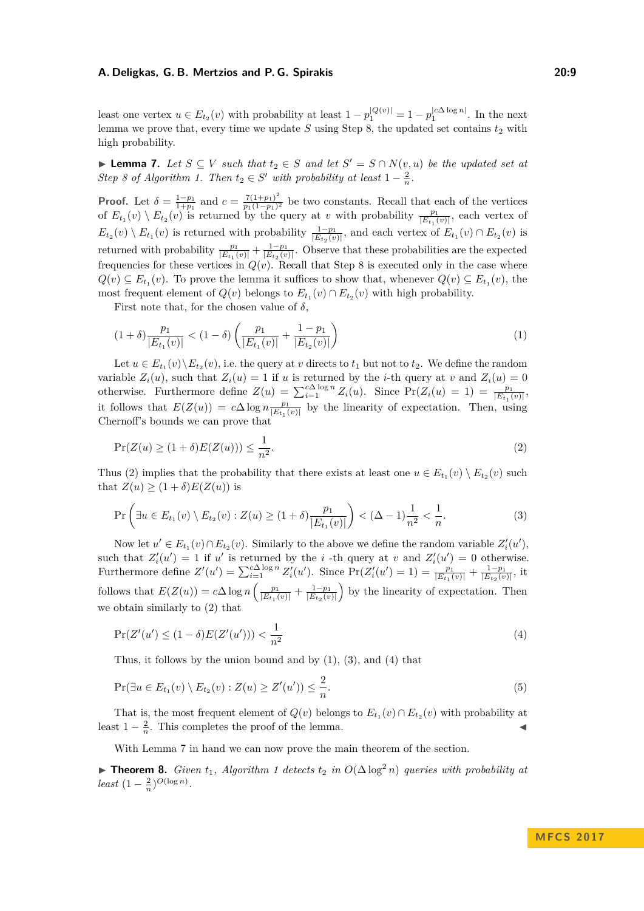least one vertex $u \in E_{t_2}(v)$ with probability at least $1 - p_1^{|Q(v)|} = 1 - p_1^{|c\Delta \log n|}$. In the next lemma we prove that, every time we update $S$ using Step 8, the updated set contains $t_2$ with high probability.

▶ **Lemma 7.** *Let $S \subseteq V$ such that $t_2 \in S$ and let $S' = S \cap N(v,u)$ be the updated set at Step 8 of Algorithm 1. Then $t_2 \in S'$ with probability at least $1 - \frac{2}{n}$.*

**Proof.** Let $\delta = \frac{1-p_1}{1+p_1}$ and $c = \frac{7(1+p_1)^2}{p_1(1-p_1)^2}$ be two constants. Recall that each of the vertices of $E_{t_1}(v) \setminus E_{t_2}(v)$ is returned by the query at $v$ with probability $\frac{p_1}{|E_{t_1}(v)|}$, each vertex of $E_{t_2}(v) \setminus E_{t_1}(v)$ is returned with probability $\frac{1-p_1}{|E_{t_2}(v)|}$, and each vertex of $E_{t_1}(v) \cap E_{t_2}(v)$ is returned with probability $\frac{p_1}{|E_{t_1}(v)|} + \frac{1-p_1}{|E_{t_2}(v)|}$. Observe that these probabilities are the expected frequencies for these vertices in $Q(v)$. Recall that Step 8 is executed only in the case where $Q(v) \subseteq E_{t_1}(v)$. To prove the lemma it suffices to show that, whenever $Q(v) \subseteq E_{t_1}(v)$, the most frequent element of $Q(v)$ belongs to $E_{t_1}(v) \cap E_{t_2}(v)$ with high probability.

First note that, for the chosen value of $\delta$,

$$(1+\delta)\frac{p_1}{|E_{t_1}(v)|} < (1-\delta)\left(\frac{p_1}{|E_{t_1}(v)|} + \frac{1-p_1}{|E_{t_2}(v)|}\right) \tag{1}$$

Let $u \in E_{t_1}(v) \setminus E_{t_2}(v)$, i.e. the query at $v$ directs to $t_1$ but not to $t_2$. We define the random variable $Z_i(u)$, such that $Z_i(u) = 1$ if $u$ is returned by the $i$-th query at $v$ and $Z_i(u) = 0$ otherwise. Furthermore define $Z(u) = \sum_{i=1}^{c\Delta \log n} Z_i(u)$. Since $\Pr(Z_i(u) = 1) = \frac{p_1}{|E_{t_1}(v)|}$, it follows that $E(Z(u)) = c\Delta \log n \frac{p_1}{|E_{t_1}(v)|}$ by the linearity of expectation. Then, using Chernoff's bounds we can prove that

$$\Pr(Z(u) \geq (1+\delta)E(Z(u))) \leq \frac{1}{n^2}. \tag{2}$$

Thus (2) implies that the probability that there exists at least one $u \in E_{t_1}(v) \setminus E_{t_2}(v)$ such that $Z(u) \geq (1+\delta)E(Z(u))$ is

$$\Pr\left(\exists u \in E_{t_1}(v) \setminus E_{t_2}(v) : Z(u) \geq (1+\delta)\frac{p_1}{|E_{t_1}(v)|}\right) < (\Delta - 1)\frac{1}{n^2} < \frac{1}{n}. \tag{3}$$

Now let $u' \in E_{t_1}(v) \cap E_{t_2}(v)$. Similarly to the above we define the random variable $Z'_i(u')$, such that $Z'_i(u') = 1$ if $u'$ is returned by the $i$ -th query at $v$ and $Z'_i(u') = 0$ otherwise. Furthermore define $Z'(u') = \sum_{i=1}^{c\Delta \log n} Z'_i(u')$. Since $\Pr(Z'_i(u') = 1) = \frac{p_1}{|E_{t_1}(v)|} + \frac{1-p_1}{|E_{t_2}(v)|}$, it follows that $E(Z(u)) = c\Delta \log n \left(\frac{p_1}{|E_{t_1}(v)|} + \frac{1-p_1}{|E_{t_2}(v)|}\right)$ by the linearity of expectation. Then we obtain similarly to (2) that

$$\Pr(Z'(u') \leq (1-\delta)E(Z'(u'))) < \frac{1}{n^2} \tag{4}$$

Thus, it follows by the union bound and by (1), (3), and (4) that

$$\Pr(\exists u \in E_{t_1}(v) \setminus E_{t_2}(v) : Z(u) \geq Z'(u')) \leq \frac{2}{n}. \tag{5}$$

That is, the most frequent element of $Q(v)$ belongs to $E_{t_1}(v) \cap E_{t_2}(v)$ with probability at least $1 - \frac{2}{n}$. This completes the proof of the lemma. ◀

With Lemma 7 in hand we can now prove the main theorem of the section.

▶ **Theorem 8.** *Given $t_1$, Algorithm 1 detects $t_2$ in $O(\Delta \log^2 n)$ queries with probability at least $(1 - \frac{2}{n})^{O(\log n)}$.*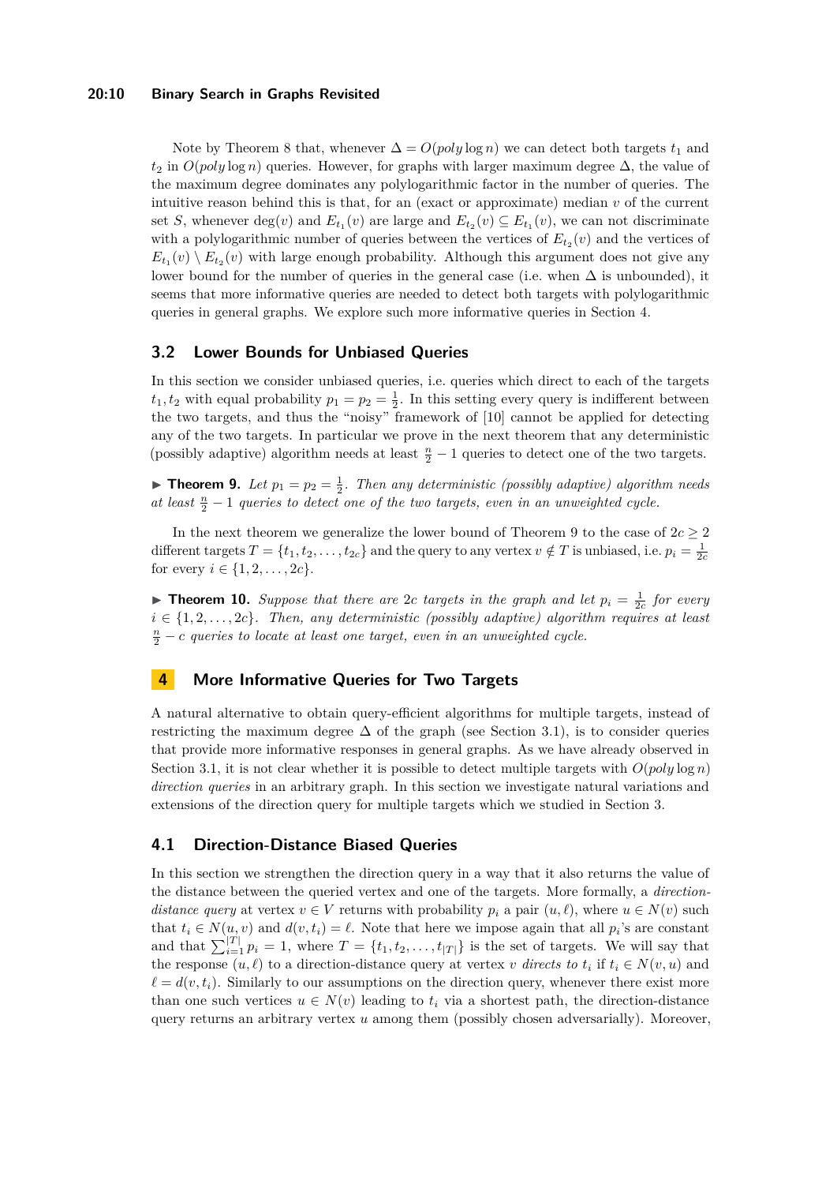Note by Theorem 8 that, whenever $\Delta = O(poly \log n)$ we can detect both targets $t_1$ and $t_2$ in $O(poly \log n)$ queries. However, for graphs with larger maximum degree $\Delta$, the value of the maximum degree dominates any polylogarithmic factor in the number of queries. The intuitive reason behind this is that, for an (exact or approximate) median $v$ of the current set $S$, whenever $\deg(v)$ and $E_{t_1}(v)$ are large and $E_{t_2}(v) \subseteq E_{t_1}(v)$, we can not discriminate with a polylogarithmic number of queries between the vertices of $E_{t_2}(v)$ and the vertices of $E_{t_1}(v) \setminus E_{t_2}(v)$ with large enough probability. Although this argument does not give any lower bound for the number of queries in the general case (i.e. when $\Delta$ is unbounded), it seems that more informative queries are needed to detect both targets with polylogarithmic queries in general graphs. We explore such more informative queries in Section 4.

### 3.2 Lower Bounds for Unbiased Queries

In this section we consider unbiased queries, i.e. queries which direct to each of the targets $t_1, t_2$ with equal probability $p_1 = p_2 = \frac{1}{2}$. In this setting every query is indifferent between the two targets, and thus the "noisy" framework of [10] cannot be applied for detecting any of the two targets. In particular we prove in the next theorem that any deterministic (possibly adaptive) algorithm needs at least $\frac{n}{2} - 1$ queries to detect one of the two targets.

▶ **Theorem 9.** *Let $p_1 = p_2 = \frac{1}{2}$. Then any deterministic (possibly adaptive) algorithm needs at least $\frac{n}{2} - 1$ queries to detect one of the two targets, even in an unweighted cycle.*

In the next theorem we generalize the lower bound of Theorem 9 to the case of $2c \geq 2$ different targets $T = \{t_1, t_2, \ldots, t_{2c}\}$ and the query to any vertex $v \notin T$ is unbiased, i.e. $p_i = \frac{1}{2c}$ for every $i \in \{1, 2, \ldots, 2c\}$.

▶ **Theorem 10.** *Suppose that there are $2c$ targets in the graph and let $p_i = \frac{1}{2c}$ for every $i \in \{1, 2, \ldots, 2c\}$. Then, any deterministic (possibly adaptive) algorithm requires at least $\frac{n}{2} - c$ queries to locate at least one target, even in an unweighted cycle.*

## 4 More Informative Queries for Two Targets

A natural alternative to obtain query-efficient algorithms for multiple targets, instead of restricting the maximum degree $\Delta$ of the graph (see Section 3.1), is to consider queries that provide more informative responses in general graphs. As we have already observed in Section 3.1, it is not clear whether it is possible to detect multiple targets with $O(poly \log n)$ *direction queries* in an arbitrary graph. In this section we investigate natural variations and extensions of the direction query for multiple targets which we studied in Section 3.

### 4.1 Direction-Distance Biased Queries

In this section we strengthen the direction query in a way that it also returns the value of the distance between the queried vertex and one of the targets. More formally, a *direction-distance query* at vertex $v \in V$ returns with probability $p_i$ a pair $(u, \ell)$, where $u \in N(v)$ such that $t_i \in N(u, v)$ and $d(v, t_i) = \ell$. Note that here we impose again that all $p_i$'s are constant and that $\sum_{i=1}^{|T|} p_i = 1$, where $T = \{t_1, t_2, \ldots, t_{|T|}\}$ is the set of targets. We will say that the response $(u, \ell)$ to a direction-distance query at vertex $v$ *directs to* $t_i$ if $t_i \in N(v, u)$ and $\ell = d(v, t_i)$. Similarly to our assumptions on the direction query, whenever there exist more than one such vertices $u \in N(v)$ leading to $t_i$ via a shortest path, the direction-distance query returns an arbitrary vertex $u$ among them (possibly chosen adversarially). Moreover,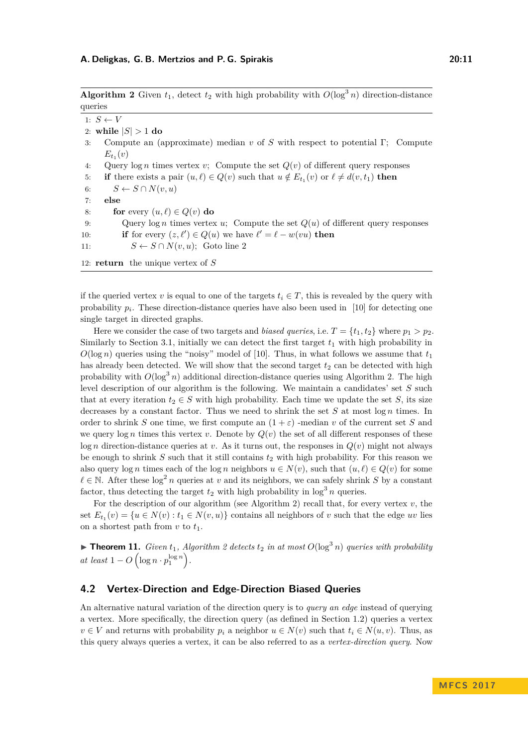**Algorithm 2** Given $t_1$, detect $t_2$ with high probability with $O(\log^3 n)$ direction-distance queries

```
1: S ← V
2: while |S| > 1 do
3:   Compute an (approximate) median v of S with respect to potential Γ; Compute E_{t1}(v)
4:   Query log n times vertex v; Compute the set Q(v) of different query responses
5:   if there exists a pair (u, ℓ) ∈ Q(v) such that u ∉ E_{t1}(v) or ℓ ≠ d(v, t1) then
6:     S ← S ∩ N(v, u)
7:   else
8:     for every (u, ℓ) ∈ Q(v) do
9:       Query log n times vertex u; Compute the set Q(u) of different query responses
10:      if for every (z, ℓ') ∈ Q(u) we have ℓ' = ℓ − w(vu) then
11:        S ← S ∩ N(v, u); Goto line 2
12: return the unique vertex of S
```

if the queried vertex $v$ is equal to one of the targets $t_i \in T$, this is revealed by the query with probability $p_i$. These direction-distance queries have also been used in [10] for detecting one single target in directed graphs.

Here we consider the case of two targets and *biased queries*, i.e. $T = \{t_1, t_2\}$ where $p_1 > p_2$. Similarly to Section 3.1, initially we can detect the first target $t_1$ with high probability in $O(\log n)$ queries using the "noisy" model of [10]. Thus, in what follows we assume that $t_1$ has already been detected. We will show that the second target $t_2$ can be detected with high probability with $O(\log^3 n)$ additional direction-distance queries using Algorithm 2. The high level description of our algorithm is the following. We maintain a candidates' set $S$ such that at every iteration $t_2 \in S$ with high probability. Each time we update the set $S$, its size decreases by a constant factor. Thus we need to shrink the set $S$ at most $\log n$ times. In order to shrink $S$ one time, we first compute an $(1+\varepsilon)$ -median $v$ of the current set $S$ and we query $\log n$ times this vertex $v$. Denote by $Q(v)$ the set of all different responses of these $\log n$ direction-distance queries at $v$. As it turns out, the responses in $Q(v)$ might not always be enough to shrink $S$ such that it still contains $t_2$ with high probability. For this reason we also query $\log n$ times each of the $\log n$ neighbors $u \in N(v)$, such that $(u, \ell) \in Q(v)$ for some $\ell \in \mathbb{N}$. After these $\log^2 n$ queries at $v$ and its neighbors, we can safely shrink $S$ by a constant factor, thus detecting the target $t_2$ with high probability in $\log^3 n$ queries.

For the description of our algorithm (see Algorithm 2) recall that, for every vertex $v$, the set $E_{t_1}(v) = \{u \in N(v) : t_1 \in N(v,u)\}$ contains all neighbors of $v$ such that the edge $uv$ lies on a shortest path from $v$ to $t_1$.

▶ **Theorem 11.** *Given $t_1$, Algorithm 2 detects $t_2$ in at most $O(\log^3 n)$ queries with probability at least $1 - O\left(\log n \cdot p_1^{\log n}\right)$.*

## 4.2 Vertex-Direction and Edge-Direction Biased Queries

An alternative natural variation of the direction query is to *query an edge* instead of querying a vertex. More specifically, the direction query (as defined in Section 1.2) queries a vertex $v \in V$ and returns with probability $p_i$ a neighbor $u \in N(v)$ such that $t_i \in N(u, v)$. Thus, as this query always queries a vertex, it can be also referred to as a *vertex-direction query*. Now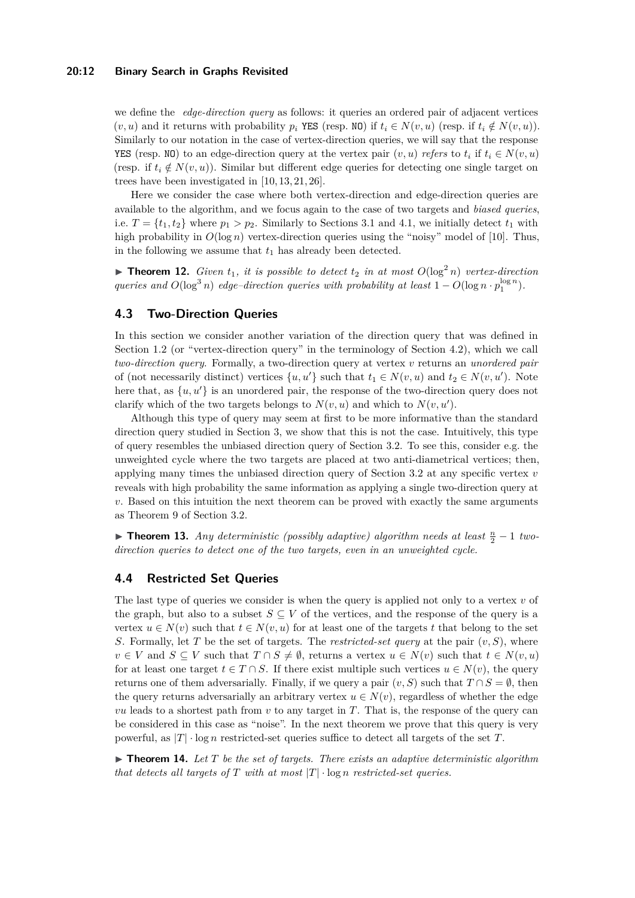we define the *edge-direction query* as follows: it queries an ordered pair of adjacent vertices $(v,u)$ and it returns with probability $p_i$ YES (resp. NO) if $t_i \in N(v,u)$ (resp. if $t_i \notin N(v,u)$). Similarly to our notation in the case of vertex-direction queries, we will say that the response YES (resp. NO) to an edge-direction query at the vertex pair $(v,u)$ *refers* to $t_i$ if $t_i \in N(v,u)$ (resp. if $t_i \notin N(v,u)$). Similar but different edge queries for detecting one single target on trees have been investigated in [10, 13, 21, 26].

Here we consider the case where both vertex-direction and edge-direction queries are available to the algorithm, and we focus again to the case of two targets and *biased queries*, i.e. $T = \{t_1, t_2\}$ where $p_1 > p_2$. Similarly to Sections 3.1 and 4.1, we initially detect $t_1$ with high probability in $O(\log n)$ vertex-direction queries using the "noisy" model of [10]. Thus, in the following we assume that $t_1$ has already been detected.

▶ **Theorem 12.** *Given $t_1$, it is possible to detect $t_2$ in at most $O(\log^2 n)$ vertex-direction queries and $O(\log^3 n)$ edge–direction queries with probability at least $1 - O(\log n \cdot p_1^{\log n})$.*

## 4.3 Two-Direction Queries

In this section we consider another variation of the direction query that was defined in Section 1.2 (or "vertex-direction query" in the terminology of Section 4.2), which we call *two-direction query*. Formally, a two-direction query at vertex $v$ returns an *unordered pair* of (not necessarily distinct) vertices $\{u, u'\}$ such that $t_1 \in N(v,u)$ and $t_2 \in N(v,u')$. Note here that, as $\{u, u'\}$ is an unordered pair, the response of the two-direction query does not clarify which of the two targets belongs to $N(v,u)$ and which to $N(v,u')$.

Although this type of query may seem at first to be more informative than the standard direction query studied in Section 3, we show that this is not the case. Intuitively, this type of query resembles the unbiased direction query of Section 3.2. To see this, consider e.g. the unweighted cycle where the two targets are placed at two anti-diametrical vertices; then, applying many times the unbiased direction query of Section 3.2 at any specific vertex $v$ reveals with high probability the same information as applying a single two-direction query at $v$. Based on this intuition the next theorem can be proved with exactly the same arguments as Theorem 9 of Section 3.2.

▶ **Theorem 13.** *Any deterministic (possibly adaptive) algorithm needs at least $\frac{n}{2} - 1$ two-direction queries to detect one of the two targets, even in an unweighted cycle.*

## 4.4 Restricted Set Queries

The last type of queries we consider is when the query is applied not only to a vertex $v$ of the graph, but also to a subset $S \subseteq V$ of the vertices, and the response of the query is a vertex $u \in N(v)$ such that $t \in N(v,u)$ for at least one of the targets $t$ that belong to the set $S$. Formally, let $T$ be the set of targets. The *restricted-set query* at the pair $(v,S)$, where $v \in V$ and $S \subseteq V$ such that $T \cap S \neq \emptyset$, returns a vertex $u \in N(v)$ such that $t \in N(v,u)$ for at least one target $t \in T \cap S$. If there exist multiple such vertices $u \in N(v)$, the query returns one of them adversarially. Finally, if we query a pair $(v,S)$ such that $T \cap S = \emptyset$, then the query returns adversarially an arbitrary vertex $u \in N(v)$, regardless of whether the edge $vu$ leads to a shortest path from $v$ to any target in $T$. That is, the response of the query can be considered in this case as "noise". In the next theorem we prove that this query is very powerful, as $|T| \cdot \log n$ restricted-set queries suffice to detect all targets of the set $T$.

▶ **Theorem 14.** *Let $T$ be the set of targets. There exists an adaptive deterministic algorithm that detects all targets of $T$ with at most $|T| \cdot \log n$ restricted-set queries.*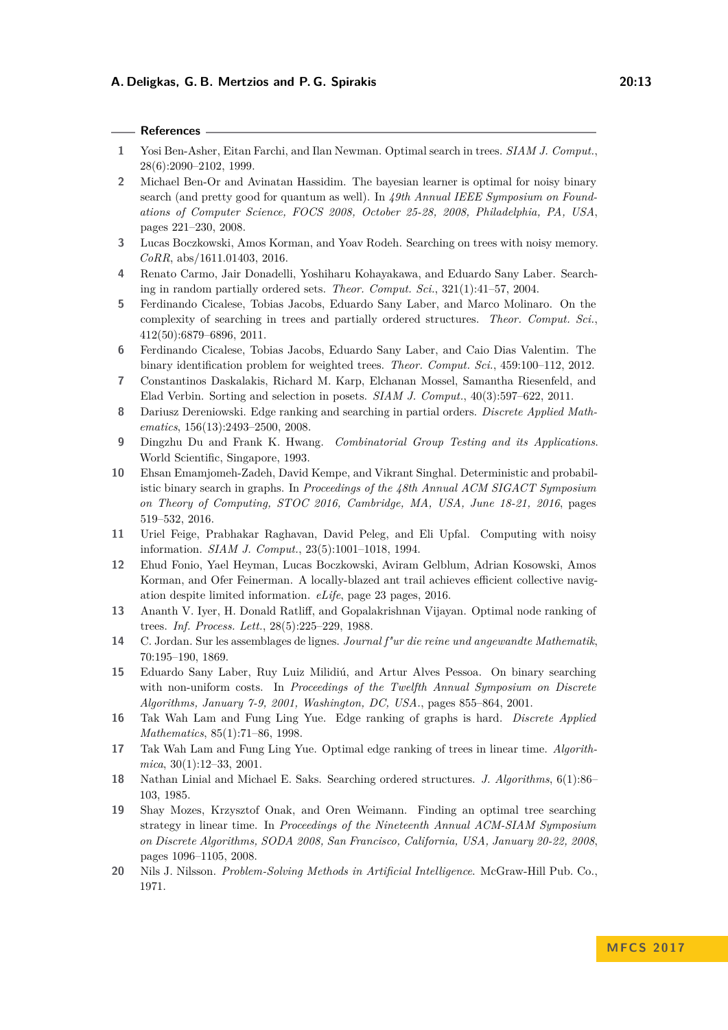## References

1. Yosi Ben-Asher, Eitan Farchi, and Ilan Newman. Optimal search in trees. *SIAM J. Comput.*, 28(6):2090–2102, 1999.
2. Michael Ben-Or and Avinatan Hassidim. The bayesian learner is optimal for noisy binary search (and pretty good for quantum as well). In *49th Annual IEEE Symposium on Foundations of Computer Science, FOCS 2008, October 25-28, 2008, Philadelphia, PA, USA*, pages 221–230, 2008.
3. Lucas Boczkowski, Amos Korman, and Yoav Rodeh. Searching on trees with noisy memory. *CoRR*, abs/1611.01403, 2016.
4. Renato Carmo, Jair Donadelli, Yoshiharu Kohayakawa, and Eduardo Sany Laber. Searching in random partially ordered sets. *Theor. Comput. Sci.*, 321(1):41–57, 2004.
5. Ferdinando Cicalese, Tobias Jacobs, Eduardo Sany Laber, and Marco Molinaro. On the complexity of searching in trees and partially ordered structures. *Theor. Comput. Sci.*, 412(50):6879–6896, 2011.
6. Ferdinando Cicalese, Tobias Jacobs, Eduardo Sany Laber, and Caio Dias Valentim. The binary identification problem for weighted trees. *Theor. Comput. Sci.*, 459:100–112, 2012.
7. Constantinos Daskalakis, Richard M. Karp, Elchanan Mossel, Samantha Riesenfeld, and Elad Verbin. Sorting and selection in posets. *SIAM J. Comput.*, 40(3):597–622, 2011.
8. Dariusz Dereniowski. Edge ranking and searching in partial orders. *Discrete Applied Mathematics*, 156(13):2493–2500, 2008.
9. Dingzhu Du and Frank K. Hwang. *Combinatorial Group Testing and its Applications*. World Scientific, Singapore, 1993.
10. Ehsan Emamjomeh-Zadeh, David Kempe, and Vikrant Singhal. Deterministic and probabilistic binary search in graphs. In *Proceedings of the 48th Annual ACM SIGACT Symposium on Theory of Computing, STOC 2016, Cambridge, MA, USA, June 18-21, 2016*, pages 519–532, 2016.
11. Uriel Feige, Prabhakar Raghavan, David Peleg, and Eli Upfal. Computing with noisy information. *SIAM J. Comput.*, 23(5):1001–1018, 1994.
12. Ehud Fonio, Yael Heyman, Lucas Boczkowski, Aviram Gelblum, Adrian Kosowski, Amos Korman, and Ofer Feinerman. A locally-blazed ant trail achieves efficient collective navigation despite limited information. *eLife*, page 23 pages, 2016.
13. Ananth V. Iyer, H. Donald Ratliff, and Gopalakrishnan Vijayan. Optimal node ranking of trees. *Inf. Process. Lett.*, 28(5):225–229, 1988.
14. C. Jordan. Sur les assemblages de lignes. *Journal f"ur die reine und angewandte Mathematik*, 70:195–190, 1869.
15. Eduardo Sany Laber, Ruy Luiz Milidiú, and Artur Alves Pessoa. On binary searching with non-uniform costs. In *Proceedings of the Twelfth Annual Symposium on Discrete Algorithms, January 7-9, 2001, Washington, DC, USA.*, pages 855–864, 2001.
16. Tak Wah Lam and Fung Ling Yue. Edge ranking of graphs is hard. *Discrete Applied Mathematics*, 85(1):71–86, 1998.
17. Tak Wah Lam and Fung Ling Yue. Optimal edge ranking of trees in linear time. *Algorithmica*, 30(1):12–33, 2001.
18. Nathan Linial and Michael E. Saks. Searching ordered structures. *J. Algorithms*, 6(1):86–103, 1985.
19. Shay Mozes, Krzysztof Onak, and Oren Weimann. Finding an optimal tree searching strategy in linear time. In *Proceedings of the Nineteenth Annual ACM-SIAM Symposium on Discrete Algorithms, SODA 2008, San Francisco, California, USA, January 20-22, 2008*, pages 1096–1105, 2008.
20. Nils J. Nilsson. *Problem-Solving Methods in Artificial Intelligence*. McGraw-Hill Pub. Co., 1971.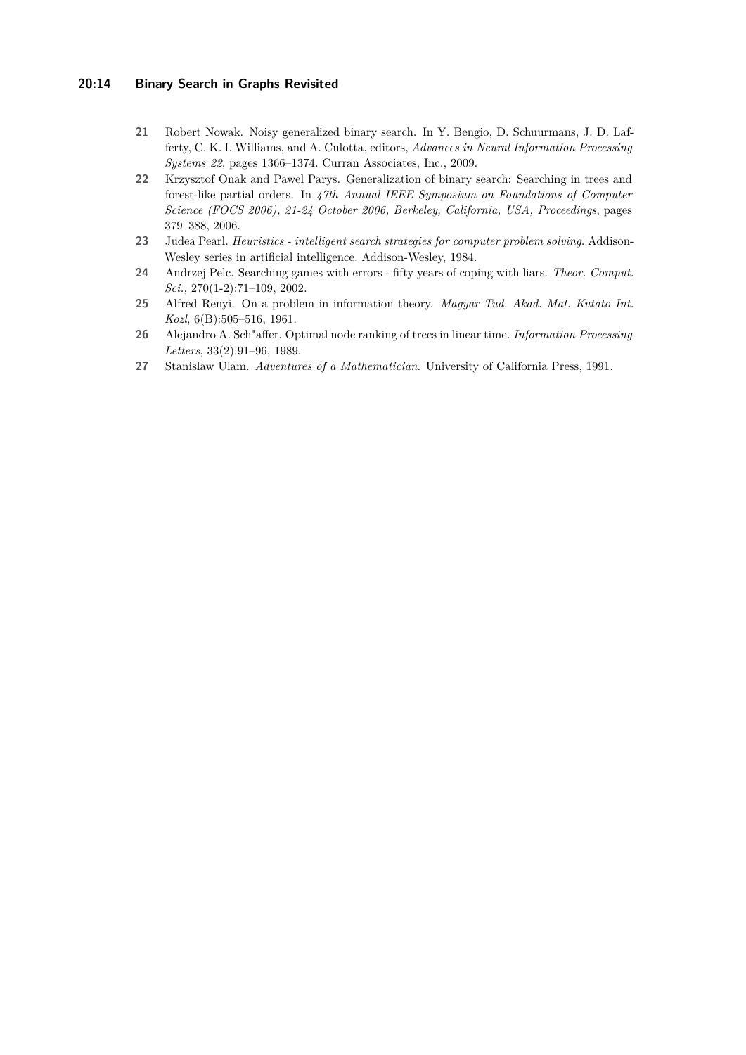21 Robert Nowak. Noisy generalized binary search. In Y. Bengio, D. Schuurmans, J. D. Lafferty, C. K. I. Williams, and A. Culotta, editors, *Advances in Neural Information Processing Systems 22*, pages 1366–1374. Curran Associates, Inc., 2009.

22 Krzysztof Onak and Pawel Parys. Generalization of binary search: Searching in trees and forest-like partial orders. In *47th Annual IEEE Symposium on Foundations of Computer Science (FOCS 2006), 21-24 October 2006, Berkeley, California, USA, Proceedings*, pages 379–388, 2006.

23 Judea Pearl. *Heuristics - intelligent search strategies for computer problem solving*. Addison-Wesley series in artificial intelligence. Addison-Wesley, 1984.

24 Andrzej Pelc. Searching games with errors - fifty years of coping with liars. *Theor. Comput. Sci.*, 270(1-2):71–109, 2002.

25 Alfred Renyi. On a problem in information theory. *Magyar Tud. Akad. Mat. Kutato Int. Kozl*, 6(B):505–516, 1961.

26 Alejandro A. Sch"affer. Optimal node ranking of trees in linear time. *Information Processing Letters*, 33(2):91–96, 1989.

27 Stanislaw Ulam. *Adventures of a Mathematician*. University of California Press, 1991.